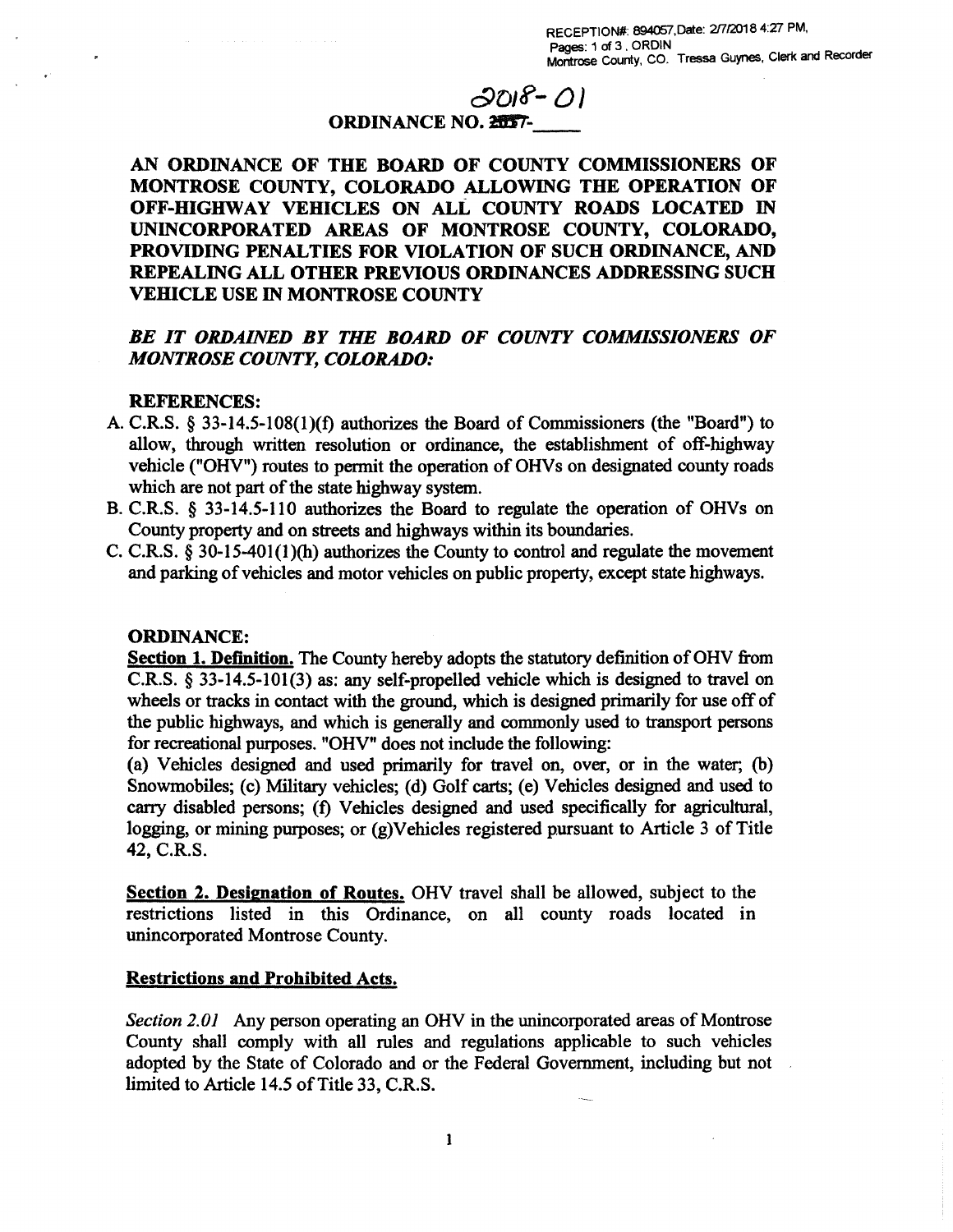RECEPTION#: 894057, Date: 2/7/2018 4:27 PM, Pages: 1 of 3, ORDIN Montrose County, CO. Tressa Guynes, Clerk and Recorder

2018-01

**ORDINANCE NO. ~~2017~~-\_\_\_\_\_**

**AN ORDINANCE OF THE BOARD OF COUNTY COMMISSIONERS OF MONTROSE COUNTY, COLORADO ALLOWING THE OPERATION OF OFF-HIGHWAY VEHICLES ON ALL COUNTY ROADS LOCATED IN UNINCORPORATED AREAS OF MONTROSE COUNTY, COLORADO, PROVIDING PENALTIES FOR VIOLATION OF SUCH ORDINANCE, AND REPEALING ALL OTHER PREVIOUS ORDINANCES ADDRESSING SUCH VEHICLE USE IN MONTROSE COUNTY**

***BE IT ORDAINED BY THE BOARD OF COUNTY COMMISSIONERS OF MONTROSE COUNTY, COLORADO:***

**REFERENCES:**

A. C.R.S. § 33-14.5-108(1)(f) authorizes the Board of Commissioners (the "Board") to allow, through written resolution or ordinance, the establishment of off-highway vehicle ("OHV") routes to permit the operation of OHVs on designated county roads which are not part of the state highway system.

B. C.R.S. § 33-14.5-110 authorizes the Board to regulate the operation of OHVs on County property and on streets and highways within its boundaries.

C. C.R.S. § 30-15-401(1)(h) authorizes the County to control and regulate the movement and parking of vehicles and motor vehicles on public property, except state highways.

**ORDINANCE:**

**Section 1. Definition.** The County hereby adopts the statutory definition of OHV from C.R.S. § 33-14.5-101(3) as: any self-propelled vehicle which is designed to travel on wheels or tracks in contact with the ground, which is designed primarily for use off of the public highways, and which is generally and commonly used to transport persons for recreational purposes. "OHV" does not include the following:

(a) Vehicles designed and used primarily for travel on, over, or in the water; (b) Snowmobiles; (c) Military vehicles; (d) Golf carts; (e) Vehicles designed and used to carry disabled persons; (f) Vehicles designed and used specifically for agricultural, logging, or mining purposes; or (g)Vehicles registered pursuant to Article 3 of Title 42, C.R.S.

**Section 2. Designation of Routes.** OHV travel shall be allowed, subject to the restrictions listed in this Ordinance, on all county roads located in unincorporated Montrose County.

**Restrictions and Prohibited Acts.**

*Section 2.01* Any person operating an OHV in the unincorporated areas of Montrose County shall comply with all rules and regulations applicable to such vehicles adopted by the State of Colorado and or the Federal Government, including but not limited to Article 14.5 of Title 33, C.R.S.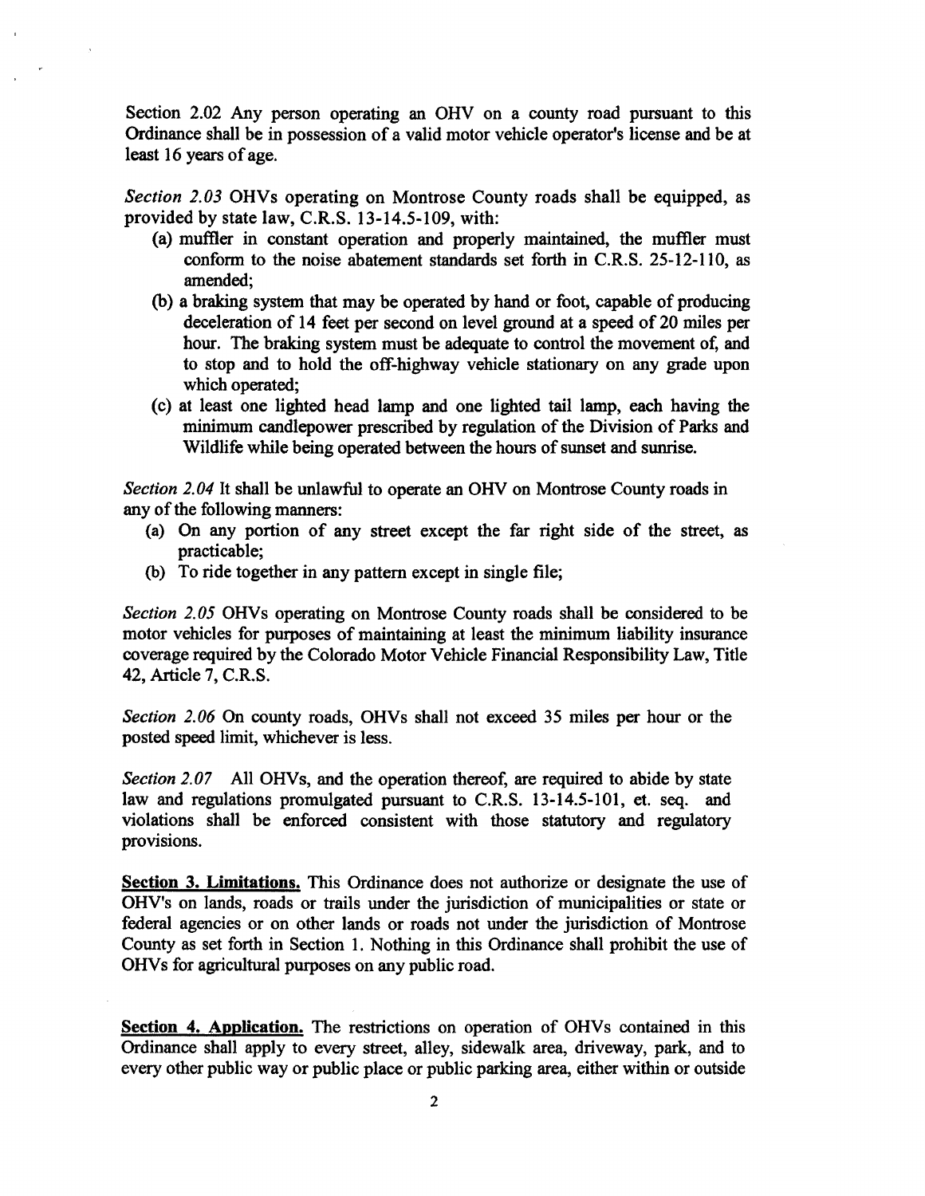Section 2.02 Any person operating an OHV on a county road pursuant to this Ordinance shall be in possession of a valid motor vehicle operator's license and be at least 16 years of age.

*Section 2.03* OHVs operating on Montrose County roads shall be equipped, as provided by state law, C.R.S. 13-14.5-109, with:

(a) muffler in constant operation and properly maintained, the muffler must conform to the noise abatement standards set forth in C.R.S. 25-12-110, as amended;

(b) a braking system that may be operated by hand or foot, capable of producing deceleration of 14 feet per second on level ground at a speed of 20 miles per hour. The braking system must be adequate to control the movement of, and to stop and to hold the off-highway vehicle stationary on any grade upon which operated;

(c) at least one lighted head lamp and one lighted tail lamp, each having the minimum candlepower prescribed by regulation of the Division of Parks and Wildlife while being operated between the hours of sunset and sunrise.

*Section 2.04* It shall be unlawful to operate an OHV on Montrose County roads in any of the following manners:

(a) On any portion of any street except the far right side of the street, as practicable;

(b) To ride together in any pattern except in single file;

*Section 2.05* OHVs operating on Montrose County roads shall be considered to be motor vehicles for purposes of maintaining at least the minimum liability insurance coverage required by the Colorado Motor Vehicle Financial Responsibility Law, Title 42, Article 7, C.R.S.

*Section 2.06* On county roads, OHVs shall not exceed 35 miles per hour or the posted speed limit, whichever is less.

*Section 2.07* All OHVs, and the operation thereof, are required to abide by state law and regulations promulgated pursuant to C.R.S. 13-14.5-101, et. seq. and violations shall be enforced consistent with those statutory and regulatory provisions.

**Section 3. Limitations.** This Ordinance does not authorize or designate the use of OHV's on lands, roads or trails under the jurisdiction of municipalities or state or federal agencies or on other lands or roads not under the jurisdiction of Montrose County as set forth in Section 1. Nothing in this Ordinance shall prohibit the use of OHVs for agricultural purposes on any public road.

**Section 4. Application.** The restrictions on operation of OHVs contained in this Ordinance shall apply to every street, alley, sidewalk area, driveway, park, and to every other public way or public place or public parking area, either within or outside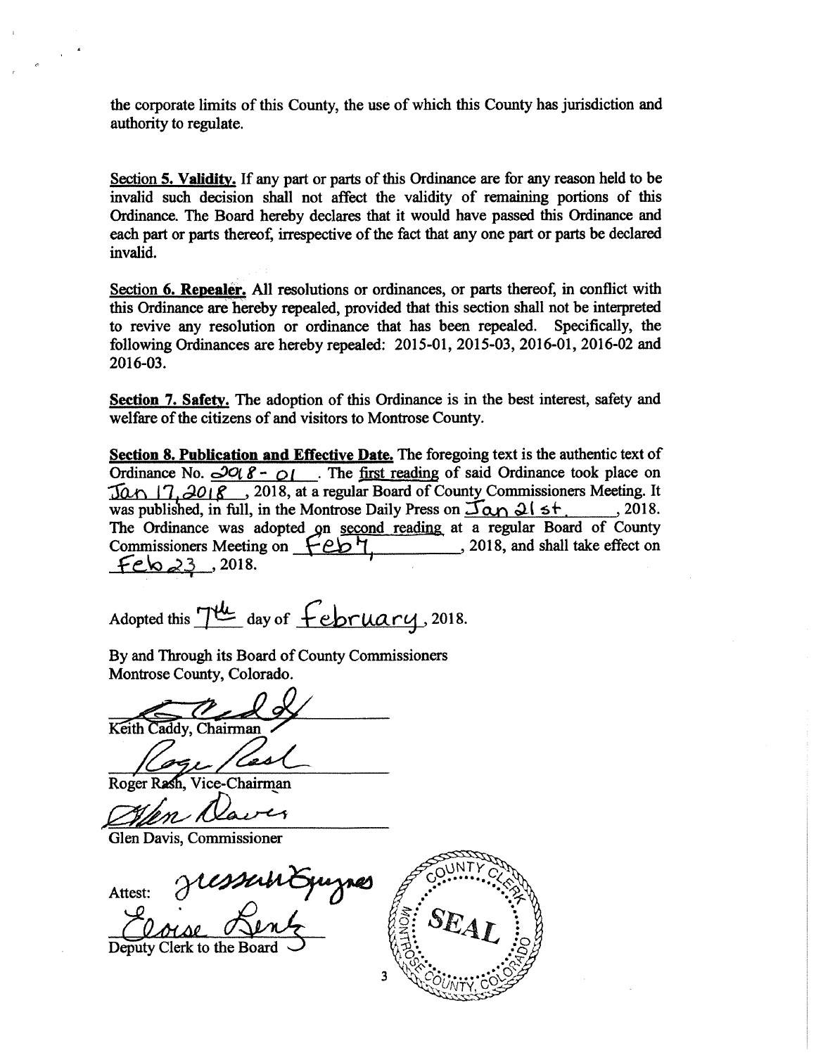the corporate limits of this County, the use of which this County has jurisdiction and authority to regulate.

__Section 5. Validity.__ If any part or parts of this Ordinance are for any reason held to be invalid such decision shall not affect the validity of remaining portions of this Ordinance. The Board hereby declares that it would have passed this Ordinance and each part or parts thereof, irrespective of the fact that any one part or parts be declared invalid.

__Section 6. Repealer.__ All resolutions or ordinances, or parts thereof, in conflict with this Ordinance are hereby repealed, provided that this section shall not be interpreted to revive any resolution or ordinance that has been repealed. Specifically, the following Ordinances are hereby repealed: 2015-01, 2015-03, 2016-01, 2016-02 and 2016-03.

__Section 7. Safety.__ The adoption of this Ordinance is in the best interest, safety and welfare of the citizens of and visitors to Montrose County.

__Section 8. Publication and Effective Date.__ The foregoing text is the authentic text of Ordinance No. 2018 - 01. The <u>first reading</u> of said Ordinance took place on Jan 17, 2018, 2018, at a regular Board of County Commissioners Meeting. It was published, in full, in the Montrose Daily Press on Jan 21st, 2018. The Ordinance was adopted on <u>second reading</u> at a regular Board of County Commissioners Meeting on Feb 7, 2018, and shall take effect on Feb 23, 2018.

Adopted this 7th day of February, 2018.

By and Through its Board of County Commissioners
Montrose County, Colorado.

Keith Caddy, Chairman

Roger Rash, Vice-Chairman

Glen Davis, Commissioner

Attest:

Deputy Clerk to the Board

COUNTY CLERK SEAL MONTROSE COUNTY, COLORADO